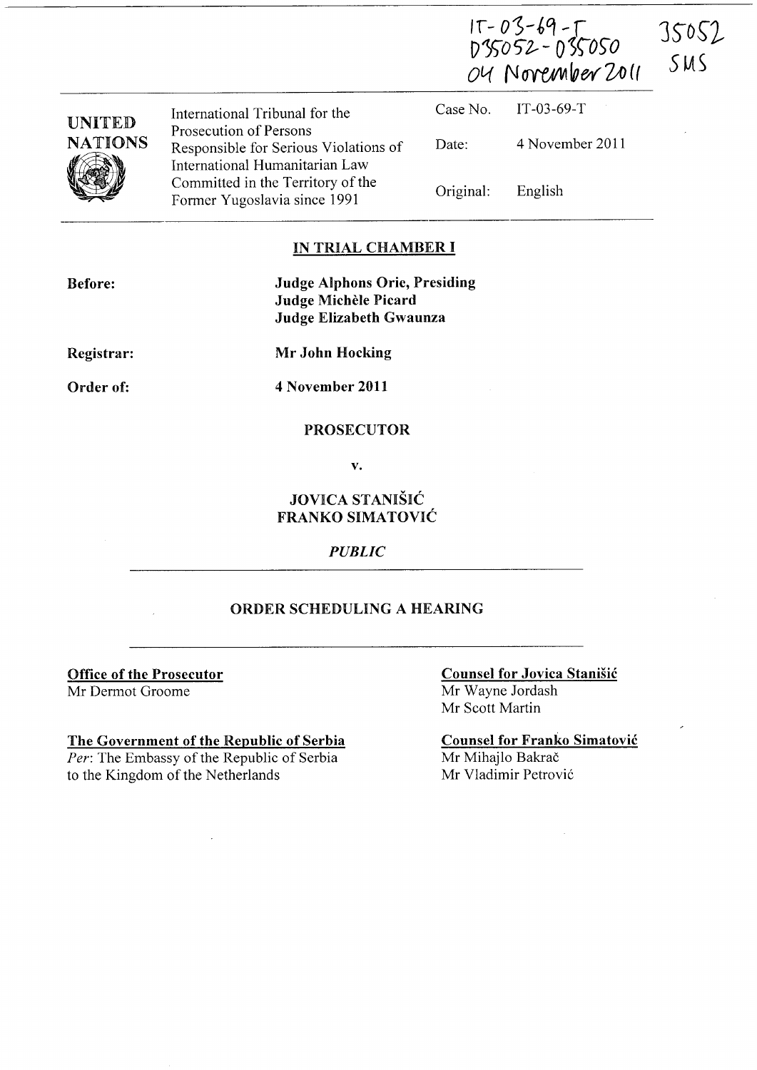IT-03-69-T
D35052 - D35050
04 November 2011

35052
SMS

| UNITED NATIONS | International Tribunal for the Prosecution of Persons Responsible for Serious Violations of International Humanitarian Law Committed in the Territory of the Former Yugoslavia since 1991 | Case No. | IT-03-69-T |
|---|---|---|---|
| | | Date: | 4 November 2011 |
| | | Original: | English |

## IN TRIAL CHAMBER I

**Before:**
**Judge Alphons Orie, Presiding**
**Judge Michèle Picard**
**Judge Elizabeth Gwaunza**

**Registrar:** **Mr John Hocking**

**Order of:** **4 November 2011**

**PROSECUTOR**

**v.**

**JOVICA STANIŠIĆ**
**FRANKO SIMATOVIĆ**

***PUBLIC***

## ORDER SCHEDULING A HEARING

**Office of the Prosecutor**
Mr Dermot Groome

**The Government of the Republic of Serbia**
*Per*: The Embassy of the Republic of Serbia to the Kingdom of the Netherlands

**Counsel for Jovica Stanišić**
Mr Wayne Jordash
Mr Scott Martin

**Counsel for Franko Simatović**
Mr Mihajlo Bakrač
Mr Vladimir Petrović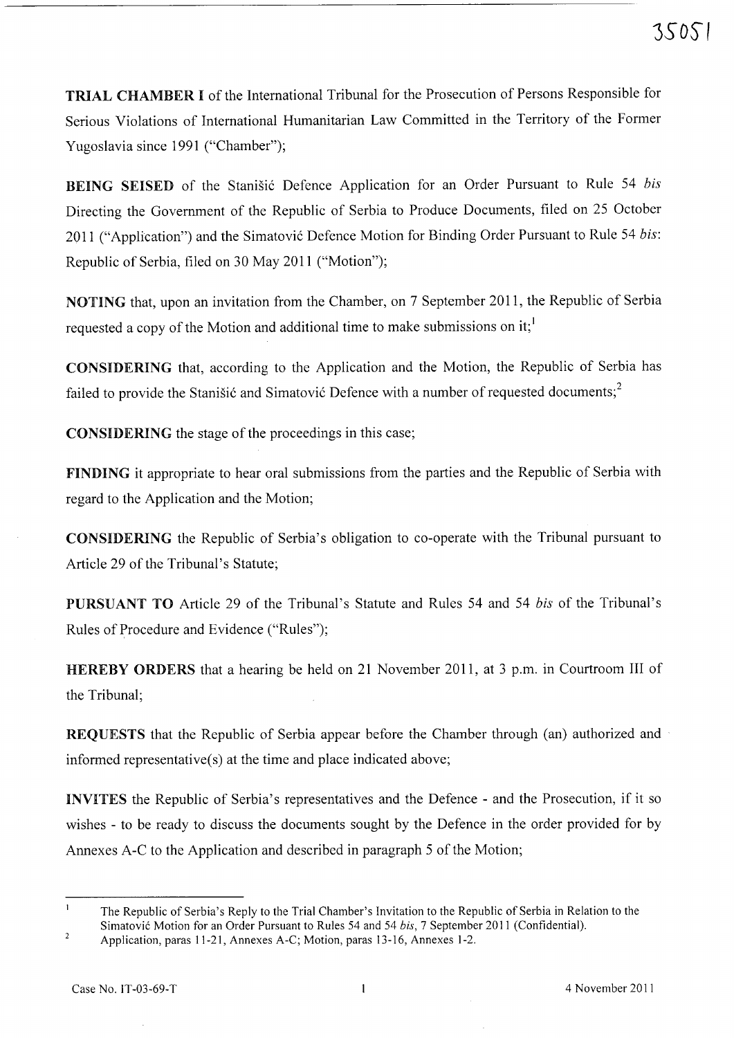**TRIAL CHAMBER I** of the International Tribunal for the Prosecution of Persons Responsible for Serious Violations of International Humanitarian Law Committed in the Territory of the Former Yugoslavia since 1991 ("Chamber");

**BEING SEISED** of the Stanišić Defence Application for an Order Pursuant to Rule 54 *bis* Directing the Government of the Republic of Serbia to Produce Documents, filed on 25 October 2011 ("Application") and the Simatović Defence Motion for Binding Order Pursuant to Rule 54 *bis*: Republic of Serbia, filed on 30 May 2011 ("Motion");

**NOTING** that, upon an invitation from the Chamber, on 7 September 2011, the Republic of Serbia requested a copy of the Motion and additional time to make submissions on it;[1]

**CONSIDERING** that, according to the Application and the Motion, the Republic of Serbia has failed to provide the Stanišić and Simatović Defence with a number of requested documents;[2]

**CONSIDERING** the stage of the proceedings in this case;

**FINDING** it appropriate to hear oral submissions from the parties and the Republic of Serbia with regard to the Application and the Motion;

**CONSIDERING** the Republic of Serbia's obligation to co-operate with the Tribunal pursuant to Article 29 of the Tribunal's Statute;

**PURSUANT TO** Article 29 of the Tribunal's Statute and Rules 54 and 54 *bis* of the Tribunal's Rules of Procedure and Evidence ("Rules");

**HEREBY ORDERS** that a hearing be held on 21 November 2011, at 3 p.m. in Courtroom III of the Tribunal;

**REQUESTS** that the Republic of Serbia appear before the Chamber through (an) authorized and informed representative(s) at the time and place indicated above;

**INVITES** the Republic of Serbia's representatives and the Defence - and the Prosecution, if it so wishes - to be ready to discuss the documents sought by the Defence in the order provided for by Annexes A-C to the Application and described in paragraph 5 of the Motion;

---

[1] The Republic of Serbia's Reply to the Trial Chamber's Invitation to the Republic of Serbia in Relation to the Simatović Motion for an Order Pursuant to Rules 54 and 54 *bis*, 7 September 2011 (Confidential).

[2] Application, paras 11-21, Annexes A-C; Motion, paras 13-16, Annexes 1-2.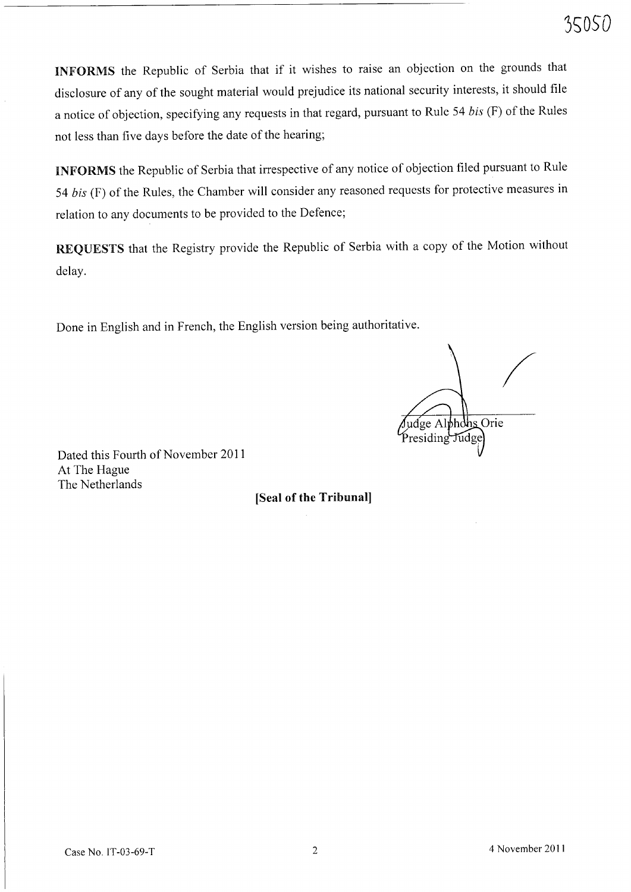**INFORMS** the Republic of Serbia that if it wishes to raise an objection on the grounds that disclosure of any of the sought material would prejudice its national security interests, it should file a notice of objection, specifying any requests in that regard, pursuant to Rule 54 *bis* (F) of the Rules not less than five days before the date of the hearing;

**INFORMS** the Republic of Serbia that irrespective of any notice of objection filed pursuant to Rule 54 *bis* (F) of the Rules, the Chamber will consider any reasoned requests for protective measures in relation to any documents to be provided to the Defence;

**REQUESTS** that the Registry provide the Republic of Serbia with a copy of the Motion without delay.

Done in English and in French, the English version being authoritative.

Judge Alphons Orie
Presiding Judge

Dated this Fourth of November 2011
At The Hague
The Netherlands

**[Seal of the Tribunal]**